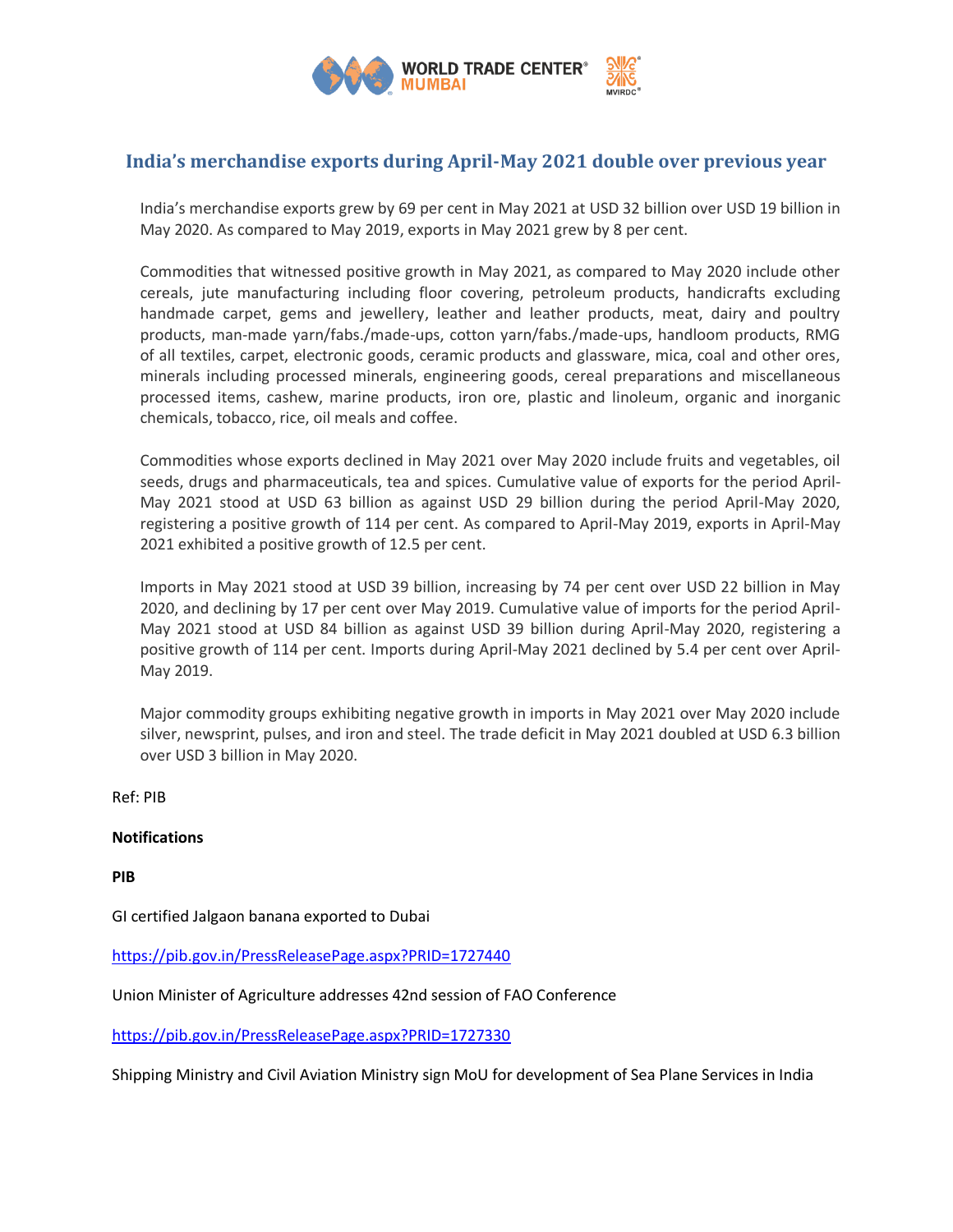# India's merchandise exports during April-May 2021 double over previous year

India's merchandise exports grew by 69 per cent in May 2021 at USD 32 billion over USD 19 billion in May 2020. As compared to May 2019, exports in May 2021 grew by 8 per cent.

Commodities that witnessed positive growth in May 2021, as compared to May 2020 include other cereals, jute manufacturing including floor covering, petroleum products, handicrafts excluding handmade carpet, gems and jewellery, leather and leather products, meat, dairy and poultry products, man-made yarn/fabs./made-ups, cotton yarn/fabs./made-ups, handloom products, RMG of all textiles, carpet, electronic goods, ceramic products and glassware, mica, coal and other ores, minerals including processed minerals, engineering goods, cereal preparations and miscellaneous processed items, cashew, marine products, iron ore, plastic and linoleum, organic and inorganic chemicals, tobacco, rice, oil meals and coffee.

Commodities whose exports declined in May 2021 over May 2020 include fruits and vegetables, oil seeds, drugs and pharmaceuticals, tea and spices. Cumulative value of exports for the period April-May 2021 stood at USD 63 billion as against USD 29 billion during the period April-May 2020, registering a positive growth of 114 per cent. As compared to April-May 2019, exports in April-May 2021 exhibited a positive growth of 12.5 per cent.

Imports in May 2021 stood at USD 39 billion, increasing by 74 per cent over USD 22 billion in May 2020, and declining by 17 per cent over May 2019. Cumulative value of imports for the period April-May 2021 stood at USD 84 billion as against USD 39 billion during April-May 2020, registering a positive growth of 114 per cent. Imports during April-May 2021 declined by 5.4 per cent over April-May 2019.

Major commodity groups exhibiting negative growth in imports in May 2021 over May 2020 include silver, newsprint, pulses, and iron and steel. The trade deficit in May 2021 doubled at USD 6.3 billion over USD 3 billion in May 2020.

Ref: PIB

**Notifications**

**PIB**

GI certified Jalgaon banana exported to Dubai

https://pib.gov.in/PressReleasePage.aspx?PRID=1727440

Union Minister of Agriculture addresses 42nd session of FAO Conference

https://pib.gov.in/PressReleasePage.aspx?PRID=1727330

Shipping Ministry and Civil Aviation Ministry sign MoU for development of Sea Plane Services in India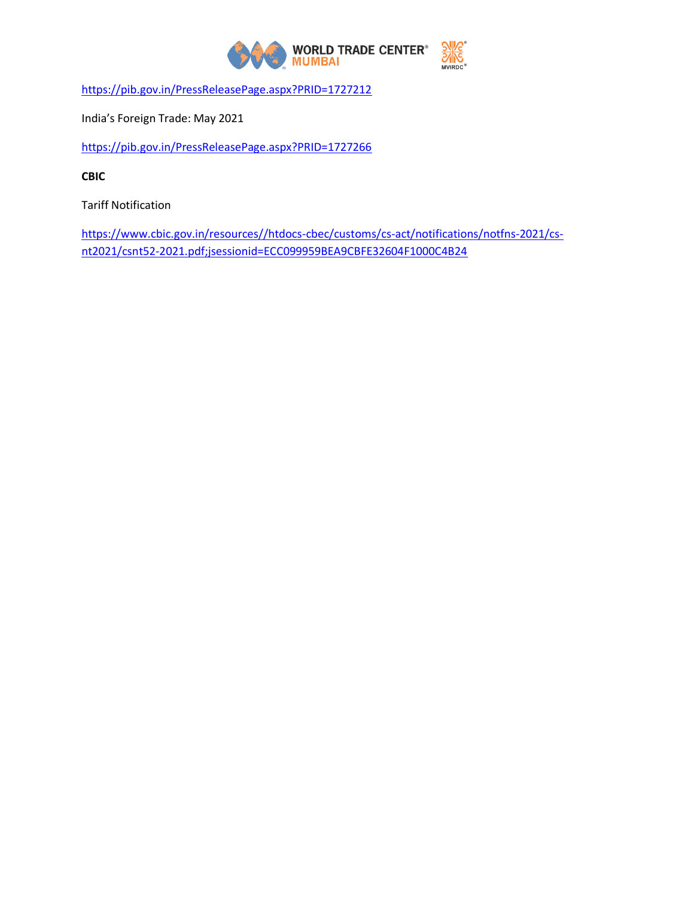https://pib.gov.in/PressReleasePage.aspx?PRID=1727212

India’s Foreign Trade: May 2021

https://pib.gov.in/PressReleasePage.aspx?PRID=1727266

**CBIC**

Tariff Notification

https://www.cbic.gov.in/resources//htdocs-cbec/customs/cs-act/notifications/notfns-2021/cs-nt2021/csnt52-2021.pdf;jsessionid=ECC099959BEA9CBFE32604F1000C4B24